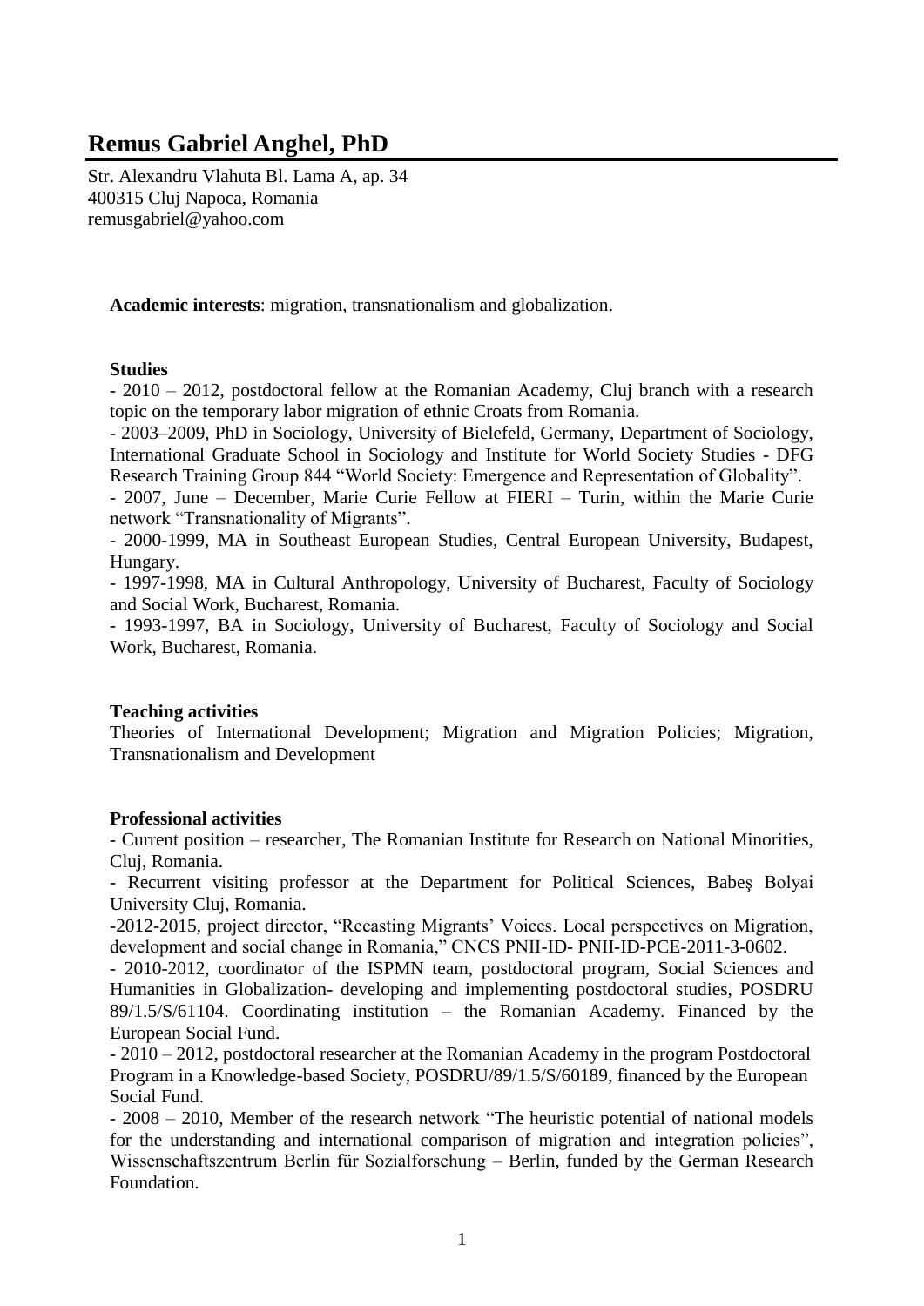# Remus Gabriel Anghel, PhD

Str. Alexandru Vlahuta Bl. Lama A, ap. 34
400315 Cluj Napoca, Romania
remusgabriel@yahoo.com

**Academic interests**: migration, transnationalism and globalization.

**Studies**

- 2010 – 2012, postdoctoral fellow at the Romanian Academy, Cluj branch with a research topic on the temporary labor migration of ethnic Croats from Romania.
- 2003–2009, PhD in Sociology, University of Bielefeld, Germany, Department of Sociology, International Graduate School in Sociology and Institute for World Society Studies - DFG Research Training Group 844 "World Society: Emergence and Representation of Globality".
- 2007, June – December, Marie Curie Fellow at FIERI – Turin, within the Marie Curie network "Transnationality of Migrants".
- 2000-1999, MA in Southeast European Studies, Central European University, Budapest, Hungary.
- 1997-1998, MA in Cultural Anthropology, University of Bucharest, Faculty of Sociology and Social Work, Bucharest, Romania.
- 1993-1997, BA in Sociology, University of Bucharest, Faculty of Sociology and Social Work, Bucharest, Romania.

**Teaching activities**

Theories of International Development; Migration and Migration Policies; Migration, Transnationalism and Development

**Professional activities**

- Current position – researcher, The Romanian Institute for Research on National Minorities, Cluj, Romania.
- Recurrent visiting professor at the Department for Political Sciences, Babeş Bolyai University Cluj, Romania.
- 2012-2015, project director, "Recasting Migrants' Voices. Local perspectives on Migration, development and social change in Romania," CNCS PNII-ID- PNII-ID-PCE-2011-3-0602.
- 2010-2012, coordinator of the ISPMN team, postdoctoral program, Social Sciences and Humanities in Globalization- developing and implementing postdoctoral studies, POSDRU 89/1.5/S/61104. Coordinating institution – the Romanian Academy. Financed by the European Social Fund.
- 2010 – 2012, postdoctoral researcher at the Romanian Academy in the program Postdoctoral Program in a Knowledge-based Society, POSDRU/89/1.5/S/60189, financed by the European Social Fund.
- 2008 – 2010, Member of the research network "The heuristic potential of national models for the understanding and international comparison of migration and integration policies", Wissenschaftszentrum Berlin für Sozialforschung – Berlin, funded by the German Research Foundation.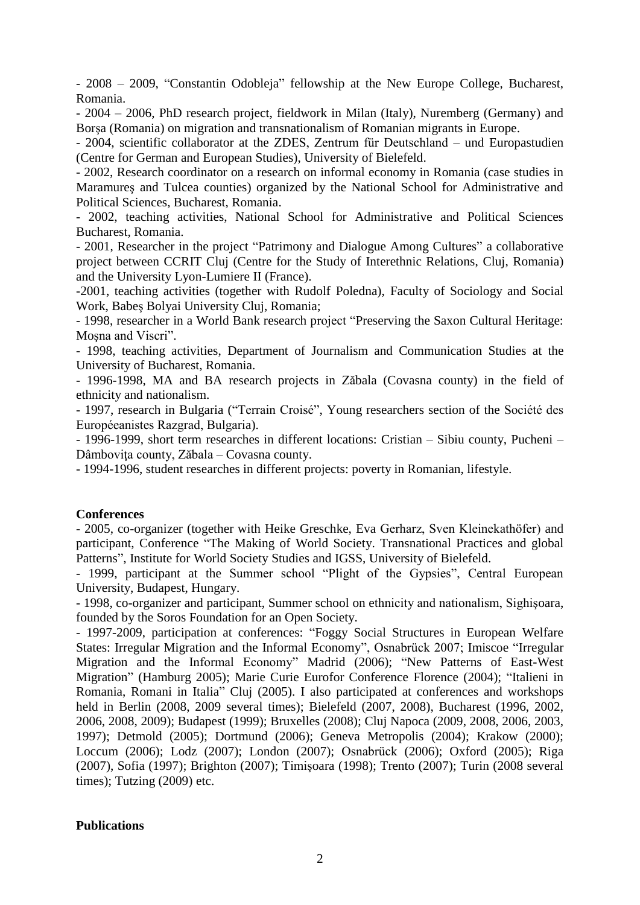- 2008 – 2009, "Constantin Odobleja" fellowship at the New Europe College, Bucharest, Romania.

- 2004 – 2006, PhD research project, fieldwork in Milan (Italy), Nuremberg (Germany) and Borşa (Romania) on migration and transnationalism of Romanian migrants in Europe.

- 2004, scientific collaborator at the ZDES, Zentrum für Deutschland – und Europastudien (Centre for German and European Studies), University of Bielefeld.

- 2002, Research coordinator on a research on informal economy in Romania (case studies in Maramureş and Tulcea counties) organized by the National School for Administrative and Political Sciences, Bucharest, Romania.

- 2002, teaching activities, National School for Administrative and Political Sciences Bucharest, Romania.

- 2001, Researcher in the project "Patrimony and Dialogue Among Cultures" a collaborative project between CCRIT Cluj (Centre for the Study of Interethnic Relations, Cluj, Romania) and the University Lyon-Lumiere II (France).

-2001, teaching activities (together with Rudolf Poledna), Faculty of Sociology and Social Work, Babeş Bolyai University Cluj, Romania;

- 1998, researcher in a World Bank research project "Preserving the Saxon Cultural Heritage: Moşna and Viscri".

- 1998, teaching activities, Department of Journalism and Communication Studies at the University of Bucharest, Romania.

- 1996-1998, MA and BA research projects in Zăbala (Covasna county) in the field of ethnicity and nationalism.

- 1997, research in Bulgaria ("Terrain Croisé", Young researchers section of the Société des Européeanistes Razgrad, Bulgaria).

- 1996-1999, short term researches in different locations: Cristian – Sibiu county, Pucheni – Dâmboviţa county, Zăbala – Covasna county.

- 1994-1996, student researches in different projects: poverty in Romanian, lifestyle.

**Conferences**

- 2005, co-organizer (together with Heike Greschke, Eva Gerharz, Sven Kleinekathöfer) and participant, Conference "The Making of World Society. Transnational Practices and global Patterns", Institute for World Society Studies and IGSS, University of Bielefeld.

- 1999, participant at the Summer school "Plight of the Gypsies", Central European University, Budapest, Hungary.

- 1998, co-organizer and participant, Summer school on ethnicity and nationalism, Sighişoara, founded by the Soros Foundation for an Open Society.

- 1997-2009, participation at conferences: "Foggy Social Structures in European Welfare States: Irregular Migration and the Informal Economy", Osnabrück 2007; Imiscoe "Irregular Migration and the Informal Economy" Madrid (2006); "New Patterns of East-West Migration" (Hamburg 2005); Marie Curie Eurofor Conference Florence (2004); "Italieni in Romania, Romani in Italia" Cluj (2005). I also participated at conferences and workshops held in Berlin (2008, 2009 several times); Bielefeld (2007, 2008), Bucharest (1996, 2002, 2006, 2008, 2009); Budapest (1999); Bruxelles (2008); Cluj Napoca (2009, 2008, 2006, 2003, 1997); Detmold (2005); Dortmund (2006); Geneva Metropolis (2004); Krakow (2000); Loccum (2006); Lodz (2007); London (2007); Osnabrück (2006); Oxford (2005); Riga (2007), Sofia (1997); Brighton (2007); Timişoara (1998); Trento (2007); Turin (2008 several times); Tutzing (2009) etc.

**Publications**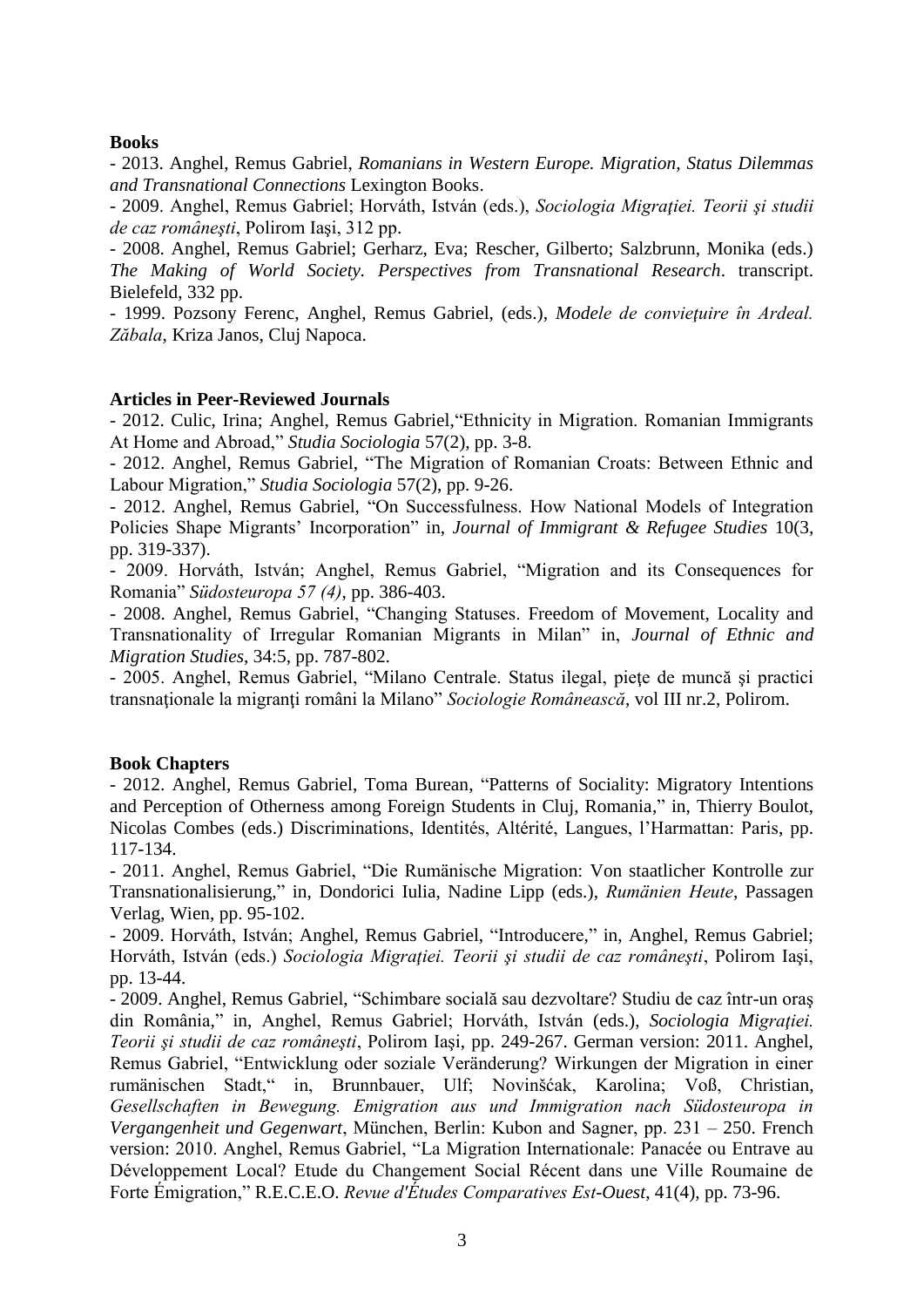**Books**

- 2013. Anghel, Remus Gabriel, *Romanians in Western Europe. Migration, Status Dilemmas and Transnational Connections* Lexington Books.
- 2009. Anghel, Remus Gabriel; Horváth, István (eds.), *Sociologia Migraţiei. Teorii şi studii de caz româneşti*, Polirom Iaşi, 312 pp.
- 2008. Anghel, Remus Gabriel; Gerharz, Eva; Rescher, Gilberto; Salzbrunn, Monika (eds.) *The Making of World Society. Perspectives from Transnational Research*. transcript. Bielefeld, 332 pp.
- 1999. Pozsony Ferenc, Anghel, Remus Gabriel, (eds.), *Modele de convieţuire în Ardeal. Zăbala*, Kriza Janos, Cluj Napoca.

**Articles in Peer-Reviewed Journals**

- 2012. Culic, Irina; Anghel, Remus Gabriel,"Ethnicity in Migration. Romanian Immigrants At Home and Abroad," *Studia Sociologia* 57(2), pp. 3-8.
- 2012. Anghel, Remus Gabriel, "The Migration of Romanian Croats: Between Ethnic and Labour Migration," *Studia Sociologia* 57(2), pp. 9-26.
- 2012. Anghel, Remus Gabriel, "On Successfulness. How National Models of Integration Policies Shape Migrants' Incorporation" in, *Journal of Immigrant & Refugee Studies* 10(3, pp. 319-337).
- 2009. Horváth, István; Anghel, Remus Gabriel, "Migration and its Consequences for Romania" *Südosteuropa 57 (4)*, pp. 386-403.
- 2008. Anghel, Remus Gabriel, "Changing Statuses. Freedom of Movement, Locality and Transnationality of Irregular Romanian Migrants in Milan" in, *Journal of Ethnic and Migration Studies*, 34:5, pp. 787-802.
- 2005. Anghel, Remus Gabriel, "Milano Centrale. Status ilegal, pieţe de muncă şi practici transnaţionale la migranţi români la Milano" *Sociologie Românească*, vol III nr.2, Polirom.

**Book Chapters**

- 2012. Anghel, Remus Gabriel, Toma Burean, "Patterns of Sociality: Migratory Intentions and Perception of Otherness among Foreign Students in Cluj, Romania," in, Thierry Boulot, Nicolas Combes (eds.) Discriminations, Identités, Altérité, Langues, l'Harmattan: Paris, pp. 117-134.
- 2011. Anghel, Remus Gabriel, "Die Rumänische Migration: Von staatlicher Kontrolle zur Transnationalisierung," in, Dondorici Iulia, Nadine Lipp (eds.), *Rumänien Heute*, Passagen Verlag, Wien, pp. 95-102.
- 2009. Horváth, István; Anghel, Remus Gabriel, "Introducere," in, Anghel, Remus Gabriel; Horváth, István (eds.) *Sociologia Migraţiei. Teorii şi studii de caz româneşti*, Polirom Iaşi, pp. 13-44.
- 2009. Anghel, Remus Gabriel, "Schimbare socială sau dezvoltare? Studiu de caz într-un oraş din România," in, Anghel, Remus Gabriel; Horváth, István (eds.), *Sociologia Migraţiei. Teorii şi studii de caz româneşti*, Polirom Iaşi, pp. 249-267. German version: 2011. Anghel, Remus Gabriel, "Entwicklung oder soziale Veränderung? Wirkungen der Migration in einer rumänischen Stadt," in, Brunnbauer, Ulf; Novinšćak, Karolina; Voß, Christian, *Gesellschaften in Bewegung. Emigration aus und Immigration nach Südosteuropa in Vergangenheit und Gegenwart*, München, Berlin: Kubon and Sagner, pp. 231 – 250. French version: 2010. Anghel, Remus Gabriel, "La Migration Internationale: Panacée ou Entrave au Développement Local? Etude du Changement Social Récent dans une Ville Roumaine de Forte Émigration," R.E.C.E.O. *Revue d'Études Comparatives Est-Ouest*, 41(4), pp. 73-96.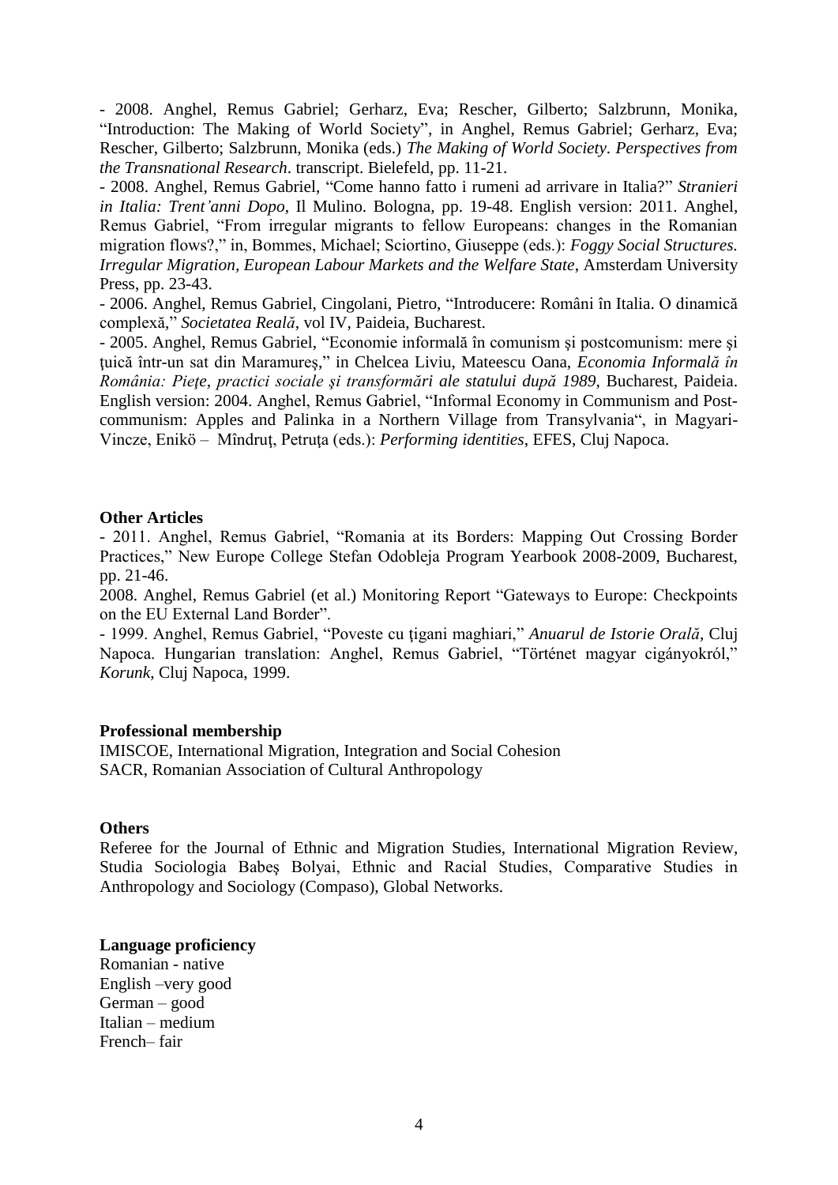- 2008. Anghel, Remus Gabriel; Gerharz, Eva; Rescher, Gilberto; Salzbrunn, Monika, "Introduction: The Making of World Society", in Anghel, Remus Gabriel; Gerharz, Eva; Rescher, Gilberto; Salzbrunn, Monika (eds.) *The Making of World Society. Perspectives from the Transnational Research*. transcript. Bielefeld, pp. 11-21.

- 2008. Anghel, Remus Gabriel, "Come hanno fatto i rumeni ad arrivare in Italia?" *Stranieri in Italia: Trent'anni Dopo*, Il Mulino. Bologna, pp. 19-48. English version: 2011. Anghel, Remus Gabriel, "From irregular migrants to fellow Europeans: changes in the Romanian migration flows?," in, Bommes, Michael; Sciortino, Giuseppe (eds.): *Foggy Social Structures. Irregular Migration, European Labour Markets and the Welfare State*, Amsterdam University Press, pp. 23-43.

- 2006. Anghel, Remus Gabriel, Cingolani, Pietro, "Introducere: Români în Italia. O dinamică complexă," *Societatea Reală*, vol IV, Paideia, Bucharest.

- 2005. Anghel, Remus Gabriel, "Economie informală în comunism şi postcomunism: mere şi ţuică într-un sat din Maramureş," in Chelcea Liviu, Mateescu Oana, *Economia Informală în România: Pieţe, practici sociale şi transformări ale statului după 1989*, Bucharest, Paideia. English version: 2004. Anghel, Remus Gabriel, "Informal Economy in Communism and Post-communism: Apples and Palinka in a Northern Village from Transylvania", in Magyari-Vincze, Enikö – Mîndruţ, Petruţa (eds.): *Performing identities*, EFES, Cluj Napoca.

**Other Articles**

- 2011. Anghel, Remus Gabriel, "Romania at its Borders: Mapping Out Crossing Border Practices," New Europe College Stefan Odobleja Program Yearbook 2008-2009, Bucharest, pp. 21-46.

2008. Anghel, Remus Gabriel (et al.) Monitoring Report "Gateways to Europe: Checkpoints on the EU External Land Border".

- 1999. Anghel, Remus Gabriel, "Poveste cu ţigani maghiari," *Anuarul de Istorie Orală*, Cluj Napoca. Hungarian translation: Anghel, Remus Gabriel, "Történet magyar cigányokról," *Korunk*, Cluj Napoca, 1999.

**Professional membership**

IMISCOE, International Migration, Integration and Social Cohesion
SACR, Romanian Association of Cultural Anthropology

**Others**

Referee for the Journal of Ethnic and Migration Studies, International Migration Review, Studia Sociologia Babeş Bolyai, Ethnic and Racial Studies, Comparative Studies in Anthropology and Sociology (Compaso), Global Networks.

**Language proficiency**

Romanian - native
English –very good
German – good
Italian – medium
French– fair